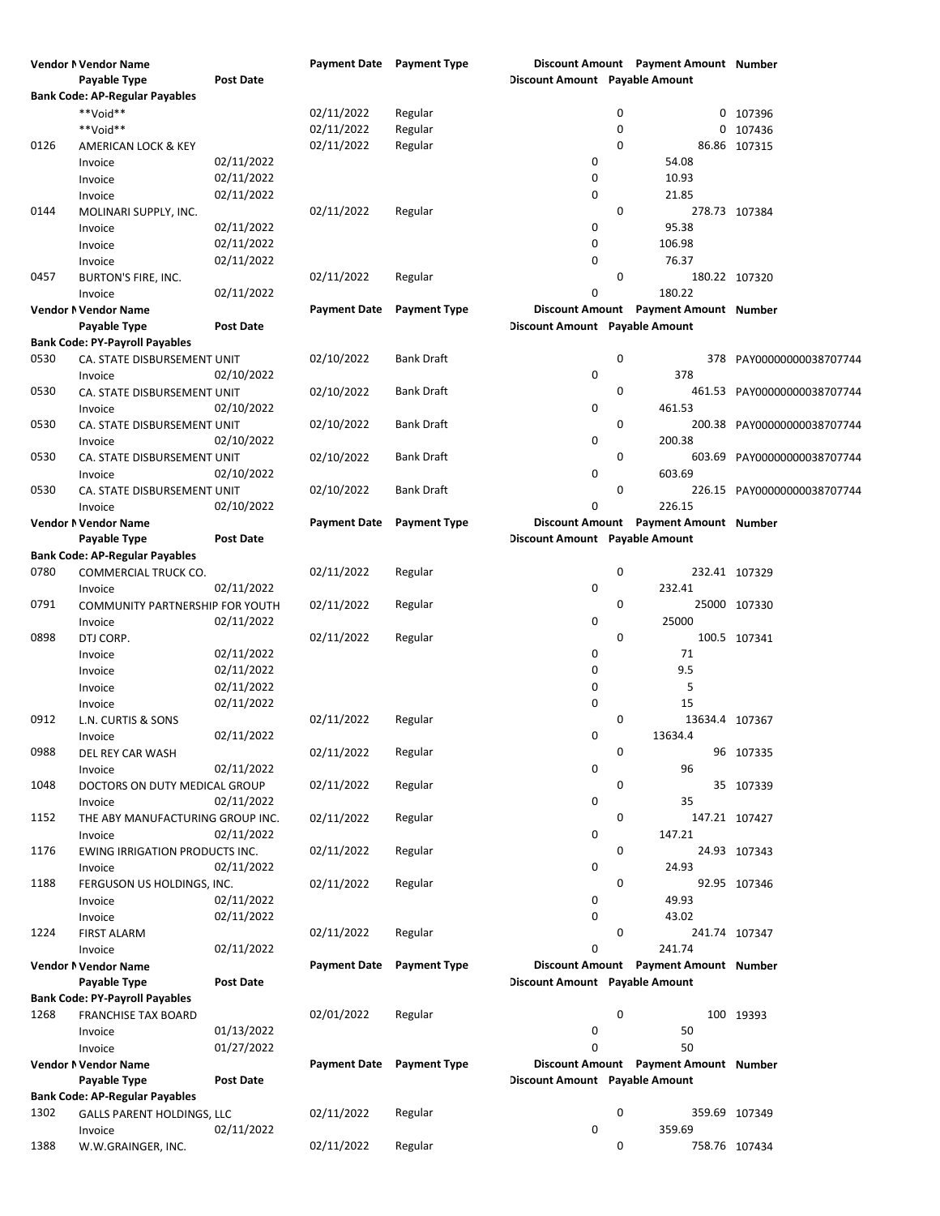| Vendor Number | Vendor Name | | Payment Date | Payment Type | Discount Amount | Payment Amount | Number |
|---|---|---|---|---|---|---|---|
| | Payable Type | Post Date | | | Discount Amount | Payable Amount | |
| **Bank Code: AP-Regular Payables** | | | | | | | |
| | **Void** | | 02/11/2022 | Regular | 0 | 0 | 107396 |
| | **Void** | | 02/11/2022 | Regular | 0 | 0 | 107436 |
| 0126 | AMERICAN LOCK & KEY | | 02/11/2022 | Regular | 0 | 86.86 | 107315 |
| | Invoice | 02/11/2022 | | | 0 | 54.08 | |
| | Invoice | 02/11/2022 | | | 0 | 10.93 | |
| | Invoice | 02/11/2022 | | | 0 | 21.85 | |
| 0144 | MOLINARI SUPPLY, INC. | | 02/11/2022 | Regular | 0 | 278.73 | 107384 |
| | Invoice | 02/11/2022 | | | 0 | 95.38 | |
| | Invoice | 02/11/2022 | | | 0 | 106.98 | |
| | Invoice | 02/11/2022 | | | 0 | 76.37 | |
| 0457 | BURTON'S FIRE, INC. | | 02/11/2022 | Regular | 0 | 180.22 | 107320 |
| | Invoice | 02/11/2022 | | | 0 | 180.22 | |

| Vendor Number | Vendor Name | | Payment Date | Payment Type | Discount Amount | Payment Amount | Number |
|---|---|---|---|---|---|---|---|
| | Payable Type | Post Date | | | Discount Amount | Payable Amount | |
| **Bank Code: PY-Payroll Payables** | | | | | | | |
| 0530 | CA. STATE DISBURSEMENT UNIT | | 02/10/2022 | Bank Draft | 0 | 378 | PAY00000000038707744 |
| | Invoice | 02/10/2022 | | | 0 | 378 | |
| 0530 | CA. STATE DISBURSEMENT UNIT | | 02/10/2022 | Bank Draft | 0 | 461.53 | PAY00000000038707744 |
| | Invoice | 02/10/2022 | | | 0 | 461.53 | |
| 0530 | CA. STATE DISBURSEMENT UNIT | | 02/10/2022 | Bank Draft | 0 | 200.38 | PAY00000000038707744 |
| | Invoice | 02/10/2022 | | | 0 | 200.38 | |
| 0530 | CA. STATE DISBURSEMENT UNIT | | 02/10/2022 | Bank Draft | 0 | 603.69 | PAY00000000038707744 |
| | Invoice | 02/10/2022 | | | 0 | 603.69 | |
| 0530 | CA. STATE DISBURSEMENT UNIT | | 02/10/2022 | Bank Draft | 0 | 226.15 | PAY00000000038707744 |
| | Invoice | 02/10/2022 | | | 0 | 226.15 | |

| Vendor Number | Vendor Name | | Payment Date | Payment Type | Discount Amount | Payment Amount | Number |
|---|---|---|---|---|---|---|---|
| | Payable Type | Post Date | | | Discount Amount | Payable Amount | |
| **Bank Code: AP-Regular Payables** | | | | | | | |
| 0780 | COMMERCIAL TRUCK CO. | | 02/11/2022 | Regular | 0 | 232.41 | 107329 |
| | Invoice | 02/11/2022 | | | 0 | 232.41 | |
| 0791 | COMMUNITY PARTNERSHIP FOR YOUTH | | 02/11/2022 | Regular | 0 | 25000 | 107330 |
| | Invoice | 02/11/2022 | | | 0 | 25000 | |
| 0898 | DTJ CORP. | | 02/11/2022 | Regular | 0 | 100.5 | 107341 |
| | Invoice | 02/11/2022 | | | 0 | 71 | |
| | Invoice | 02/11/2022 | | | 0 | 9.5 | |
| | Invoice | 02/11/2022 | | | 0 | 5 | |
| | Invoice | 02/11/2022 | | | 0 | 15 | |
| 0912 | L.N. CURTIS & SONS | | 02/11/2022 | Regular | 0 | 13634.4 | 107367 |
| | Invoice | 02/11/2022 | | | 0 | 13634.4 | |
| 0988 | DEL REY CAR WASH | | 02/11/2022 | Regular | 0 | 96 | 107335 |
| | Invoice | 02/11/2022 | | | 0 | 96 | |
| 1048 | DOCTORS ON DUTY MEDICAL GROUP | | 02/11/2022 | Regular | 0 | 35 | 107339 |
| | Invoice | 02/11/2022 | | | 0 | 35 | |
| 1152 | THE ABY MANUFACTURING GROUP INC. | | 02/11/2022 | Regular | 0 | 147.21 | 107427 |
| | Invoice | 02/11/2022 | | | 0 | 147.21 | |
| 1176 | EWING IRRIGATION PRODUCTS INC. | | 02/11/2022 | Regular | 0 | 24.93 | 107343 |
| | Invoice | 02/11/2022 | | | 0 | 24.93 | |
| 1188 | FERGUSON US HOLDINGS, INC. | | 02/11/2022 | Regular | 0 | 92.95 | 107346 |
| | Invoice | 02/11/2022 | | | 0 | 49.93 | |
| | Invoice | 02/11/2022 | | | 0 | 43.02 | |
| 1224 | FIRST ALARM | | 02/11/2022 | Regular | 0 | 241.74 | 107347 |
| | Invoice | 02/11/2022 | | | 0 | 241.74 | |

| Vendor Number | Vendor Name | | Payment Date | Payment Type | Discount Amount | Payment Amount | Number |
|---|---|---|---|---|---|---|---|
| | Payable Type | Post Date | | | Discount Amount | Payable Amount | |
| **Bank Code: PY-Payroll Payables** | | | | | | | |
| 1268 | FRANCHISE TAX BOARD | | 02/01/2022 | Regular | 0 | 100 | 19393 |
| | Invoice | 01/13/2022 | | | 0 | 50 | |
| | Invoice | 01/27/2022 | | | 0 | 50 | |

| Vendor Number | Vendor Name | | Payment Date | Payment Type | Discount Amount | Payment Amount | Number |
|---|---|---|---|---|---|---|---|
| | Payable Type | Post Date | | | Discount Amount | Payable Amount | |
| **Bank Code: AP-Regular Payables** | | | | | | | |
| 1302 | GALLS PARENT HOLDINGS, LLC | | 02/11/2022 | Regular | 0 | 359.69 | 107349 |
| | Invoice | 02/11/2022 | | | 0 | 359.69 | |
| 1388 | W.W.GRAINGER, INC. | | 02/11/2022 | Regular | 0 | 758.76 | 107434 |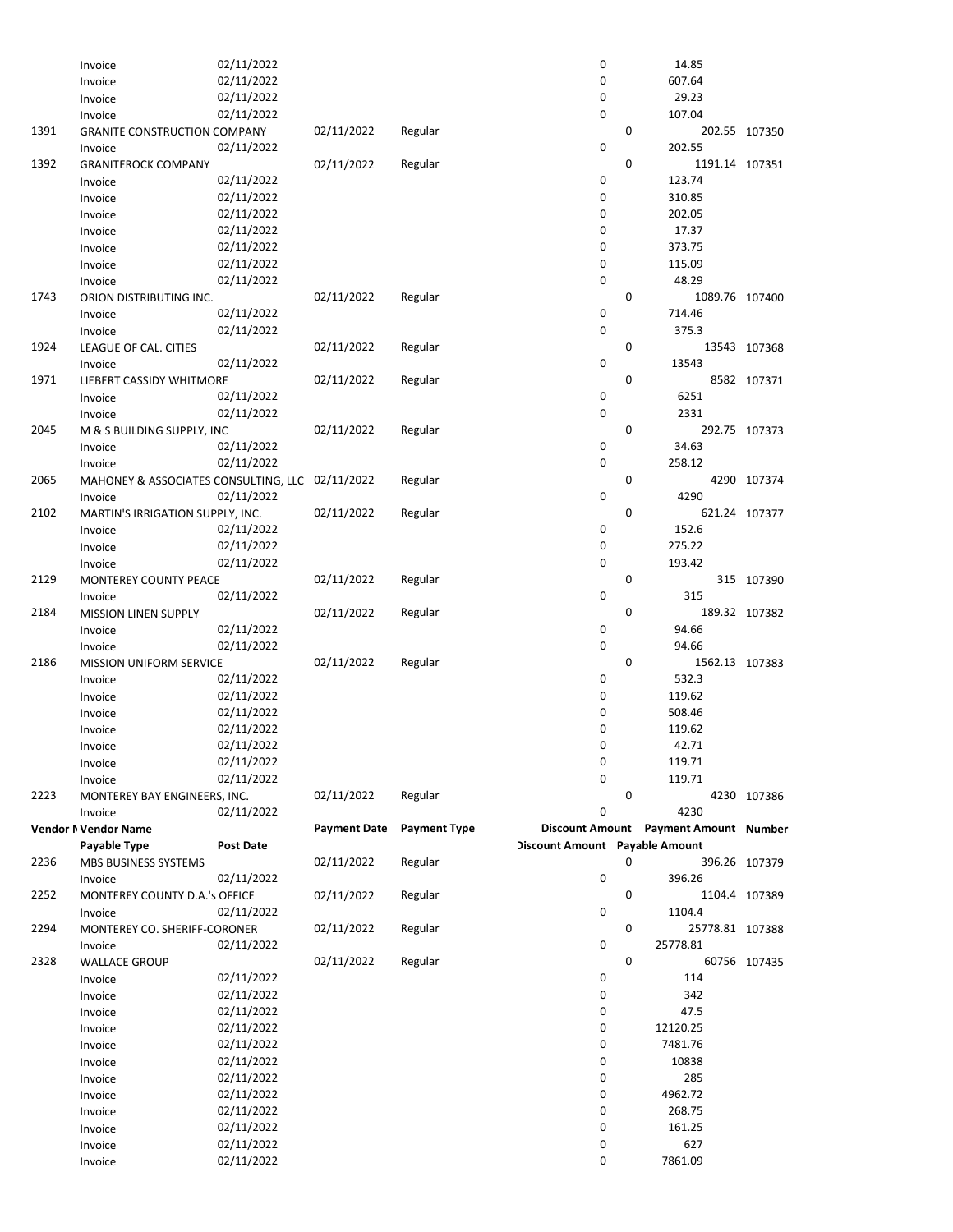| Vendor Number | Vendor Name | Payment Date | Payment Type | Discount Amount | Payment Amount | Number |
|---|---|---|---|---|---|---|
| | Payable Type | Post Date | | Discount Amount | Payable Amount | |
| | Invoice | 02/11/2022 | | 0 | 14.85 | |
| | Invoice | 02/11/2022 | | 0 | 607.64 | |
| | Invoice | 02/11/2022 | | 0 | 29.23 | |
| | Invoice | 02/11/2022 | | 0 | 107.04 | |
| 1391 | GRANITE CONSTRUCTION COMPANY | 02/11/2022 | Regular | 0 | 202.55 | 107350 |
| | Invoice | 02/11/2022 | | 0 | 202.55 | |
| 1392 | GRANITEROCK COMPANY | 02/11/2022 | Regular | 0 | 1191.14 | 107351 |
| | Invoice | 02/11/2022 | | 0 | 123.74 | |
| | Invoice | 02/11/2022 | | 0 | 310.85 | |
| | Invoice | 02/11/2022 | | 0 | 202.05 | |
| | Invoice | 02/11/2022 | | 0 | 17.37 | |
| | Invoice | 02/11/2022 | | 0 | 373.75 | |
| | Invoice | 02/11/2022 | | 0 | 115.09 | |
| | Invoice | 02/11/2022 | | 0 | 48.29 | |
| 1743 | ORION DISTRIBUTING INC. | 02/11/2022 | Regular | 0 | 1089.76 | 107400 |
| | Invoice | 02/11/2022 | | 0 | 714.46 | |
| | Invoice | 02/11/2022 | | 0 | 375.3 | |
| 1924 | LEAGUE OF CAL. CITIES | 02/11/2022 | Regular | 0 | 13543 | 107368 |
| | Invoice | 02/11/2022 | | 0 | 13543 | |
| 1971 | LIEBERT CASSIDY WHITMORE | 02/11/2022 | Regular | 0 | 8582 | 107371 |
| | Invoice | 02/11/2022 | | 0 | 6251 | |
| | Invoice | 02/11/2022 | | 0 | 2331 | |
| 2045 | M & S BUILDING SUPPLY, INC | 02/11/2022 | Regular | 0 | 292.75 | 107373 |
| | Invoice | 02/11/2022 | | 0 | 34.63 | |
| | Invoice | 02/11/2022 | | 0 | 258.12 | |
| 2065 | MAHONEY & ASSOCIATES CONSULTING, LLC | 02/11/2022 | Regular | 0 | 4290 | 107374 |
| | Invoice | 02/11/2022 | | 0 | 4290 | |
| 2102 | MARTIN'S IRRIGATION SUPPLY, INC. | 02/11/2022 | Regular | 0 | 621.24 | 107377 |
| | Invoice | 02/11/2022 | | 0 | 152.6 | |
| | Invoice | 02/11/2022 | | 0 | 275.22 | |
| | Invoice | 02/11/2022 | | 0 | 193.42 | |
| 2129 | MONTEREY COUNTY PEACE | 02/11/2022 | Regular | 0 | 315 | 107390 |
| | Invoice | 02/11/2022 | | 0 | 315 | |
| 2184 | MISSION LINEN SUPPLY | 02/11/2022 | Regular | 0 | 189.32 | 107382 |
| | Invoice | 02/11/2022 | | 0 | 94.66 | |
| | Invoice | 02/11/2022 | | 0 | 94.66 | |
| 2186 | MISSION UNIFORM SERVICE | 02/11/2022 | Regular | 0 | 1562.13 | 107383 |
| | Invoice | 02/11/2022 | | 0 | 532.3 | |
| | Invoice | 02/11/2022 | | 0 | 119.62 | |
| | Invoice | 02/11/2022 | | 0 | 508.46 | |
| | Invoice | 02/11/2022 | | 0 | 119.62 | |
| | Invoice | 02/11/2022 | | 0 | 42.71 | |
| | Invoice | 02/11/2022 | | 0 | 119.71 | |
| | Invoice | 02/11/2022 | | 0 | 119.71 | |
| 2223 | MONTEREY BAY ENGINEERS, INC. | 02/11/2022 | Regular | 0 | 4230 | 107386 |
| | Invoice | 02/11/2022 | | 0 | 4230 | |
| **Vendor Number** | **Vendor Name** | **Payment Date** | **Payment Type** | **Discount Amount** | **Payment Amount** | **Number** |
| | **Payable Type** | **Post Date** | | **Discount Amount** | **Payable Amount** | |
| 2236 | MBS BUSINESS SYSTEMS | 02/11/2022 | Regular | 0 | 396.26 | 107379 |
| | Invoice | 02/11/2022 | | 0 | 396.26 | |
| 2252 | MONTEREY COUNTY D.A.'s OFFICE | 02/11/2022 | Regular | 0 | 1104.4 | 107389 |
| | Invoice | 02/11/2022 | | 0 | 1104.4 | |
| 2294 | MONTEREY CO. SHERIFF-CORONER | 02/11/2022 | Regular | 0 | 25778.81 | 107388 |
| | Invoice | 02/11/2022 | | 0 | 25778.81 | |
| 2328 | WALLACE GROUP | 02/11/2022 | Regular | 0 | 60756 | 107435 |
| | Invoice | 02/11/2022 | | 0 | 114 | |
| | Invoice | 02/11/2022 | | 0 | 342 | |
| | Invoice | 02/11/2022 | | 0 | 47.5 | |
| | Invoice | 02/11/2022 | | 0 | 12120.25 | |
| | Invoice | 02/11/2022 | | 0 | 7481.76 | |
| | Invoice | 02/11/2022 | | 0 | 10838 | |
| | Invoice | 02/11/2022 | | 0 | 285 | |
| | Invoice | 02/11/2022 | | 0 | 4962.72 | |
| | Invoice | 02/11/2022 | | 0 | 268.75 | |
| | Invoice | 02/11/2022 | | 0 | 161.25 | |
| | Invoice | 02/11/2022 | | 0 | 627 | |
| | Invoice | 02/11/2022 | | 0 | 7861.09 | |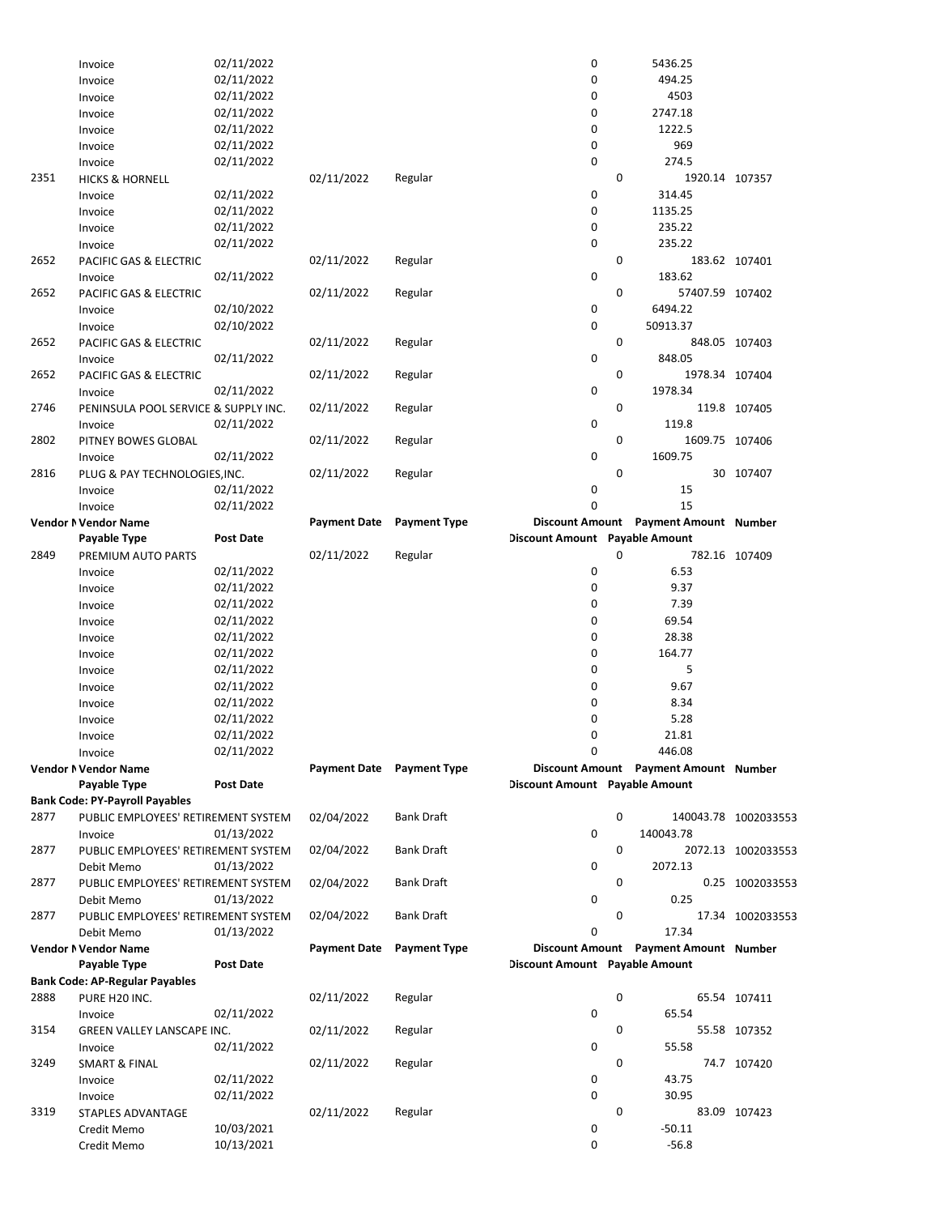| Vendor Number | Vendor Name | Payment Date | Payment Type | Discount Amount | Payment Amount | Number |
|---|---|---|---|---|---|---|
| | Payable Type | Post Date | | Discount Amount | Payable Amount | |
| | Invoice | 02/11/2022 | | 0 | 5436.25 | |
| | Invoice | 02/11/2022 | | 0 | 494.25 | |
| | Invoice | 02/11/2022 | | 0 | 4503 | |
| | Invoice | 02/11/2022 | | 0 | 2747.18 | |
| | Invoice | 02/11/2022 | | 0 | 1222.5 | |
| | Invoice | 02/11/2022 | | 0 | 969 | |
| | Invoice | 02/11/2022 | | 0 | 274.5 | |
| 2351 | HICKS & HORNELL | 02/11/2022 | Regular | 0 | 1920.14 | 107357 |
| | Invoice | 02/11/2022 | | 0 | 314.45 | |
| | Invoice | 02/11/2022 | | 0 | 1135.25 | |
| | Invoice | 02/11/2022 | | 0 | 235.22 | |
| | Invoice | 02/11/2022 | | 0 | 235.22 | |
| 2652 | PACIFIC GAS & ELECTRIC | 02/11/2022 | Regular | 0 | 183.62 | 107401 |
| | Invoice | 02/11/2022 | | 0 | 183.62 | |
| 2652 | PACIFIC GAS & ELECTRIC | 02/11/2022 | Regular | 0 | 57407.59 | 107402 |
| | Invoice | 02/10/2022 | | 0 | 6494.22 | |
| | Invoice | 02/10/2022 | | 0 | 50913.37 | |
| 2652 | PACIFIC GAS & ELECTRIC | 02/11/2022 | Regular | 0 | 848.05 | 107403 |
| | Invoice | 02/11/2022 | | 0 | 848.05 | |
| 2652 | PACIFIC GAS & ELECTRIC | 02/11/2022 | Regular | 0 | 1978.34 | 107404 |
| | Invoice | 02/11/2022 | | 0 | 1978.34 | |
| 2746 | PENINSULA POOL SERVICE & SUPPLY INC. | 02/11/2022 | Regular | 0 | 119.8 | 107405 |
| | Invoice | 02/11/2022 | | 0 | 119.8 | |
| 2802 | PITNEY BOWES GLOBAL | 02/11/2022 | Regular | 0 | 1609.75 | 107406 |
| | Invoice | 02/11/2022 | | 0 | 1609.75 | |
| 2816 | PLUG & PAY TECHNOLOGIES,INC. | 02/11/2022 | Regular | 0 | 30 | 107407 |
| | Invoice | 02/11/2022 | | 0 | 15 | |
| | Invoice | 02/11/2022 | | 0 | 15 | |

| Vendor Number | Vendor Name | Payment Date | Payment Type | Discount Amount | Payment Amount | Number |
|---|---|---|---|---|---|---|
| | Payable Type | Post Date | | Discount Amount | Payable Amount | |
| 2849 | PREMIUM AUTO PARTS | 02/11/2022 | Regular | 0 | 782.16 | 107409 |
| | Invoice | 02/11/2022 | | 0 | 6.53 | |
| | Invoice | 02/11/2022 | | 0 | 9.37 | |
| | Invoice | 02/11/2022 | | 0 | 7.39 | |
| | Invoice | 02/11/2022 | | 0 | 69.54 | |
| | Invoice | 02/11/2022 | | 0 | 28.38 | |
| | Invoice | 02/11/2022 | | 0 | 164.77 | |
| | Invoice | 02/11/2022 | | 0 | 5 | |
| | Invoice | 02/11/2022 | | 0 | 9.67 | |
| | Invoice | 02/11/2022 | | 0 | 8.34 | |
| | Invoice | 02/11/2022 | | 0 | 5.28 | |
| | Invoice | 02/11/2022 | | 0 | 21.81 | |
| | Invoice | 02/11/2022 | | 0 | 446.08 | |

| Vendor Number | Vendor Name | Payment Date | Payment Type | Discount Amount | Payment Amount | Number |
|---|---|---|---|---|---|---|
| | Payable Type | Post Date | | Discount Amount | Payable Amount | |
| **Bank Code: PY-Payroll Payables** | | | | | | |
| 2877 | PUBLIC EMPLOYEES' RETIREMENT SYSTEM | 02/04/2022 | Bank Draft | 0 | 140043.78 | 1002033553 |
| | Invoice | 01/13/2022 | | 0 | 140043.78 | |
| 2877 | PUBLIC EMPLOYEES' RETIREMENT SYSTEM | 02/04/2022 | Bank Draft | 0 | 2072.13 | 1002033553 |
| | Debit Memo | 01/13/2022 | | 0 | 2072.13 | |
| 2877 | PUBLIC EMPLOYEES' RETIREMENT SYSTEM | 02/04/2022 | Bank Draft | 0 | 0.25 | 1002033553 |
| | Debit Memo | 01/13/2022 | | 0 | 0.25 | |
| 2877 | PUBLIC EMPLOYEES' RETIREMENT SYSTEM | 02/04/2022 | Bank Draft | 0 | 17.34 | 1002033553 |
| | Debit Memo | 01/13/2022 | | 0 | 17.34 | |

| Vendor Number | Vendor Name | Payment Date | Payment Type | Discount Amount | Payment Amount | Number |
|---|---|---|---|---|---|---|
| | Payable Type | Post Date | | Discount Amount | Payable Amount | |
| **Bank Code: AP-Regular Payables** | | | | | | |
| 2888 | PURE H20 INC. | 02/11/2022 | Regular | 0 | 65.54 | 107411 |
| | Invoice | 02/11/2022 | | 0 | 65.54 | |
| 3154 | GREEN VALLEY LANSCAPE INC. | 02/11/2022 | Regular | 0 | 55.58 | 107352 |
| | Invoice | 02/11/2022 | | 0 | 55.58 | |
| 3249 | SMART & FINAL | 02/11/2022 | Regular | 0 | 74.7 | 107420 |
| | Invoice | 02/11/2022 | | 0 | 43.75 | |
| | Invoice | 02/11/2022 | | 0 | 30.95 | |
| 3319 | STAPLES ADVANTAGE | 02/11/2022 | Regular | 0 | 83.09 | 107423 |
| | Credit Memo | 10/03/2021 | | 0 | -50.11 | |
| | Credit Memo | 10/13/2021 | | 0 | -56.8 | |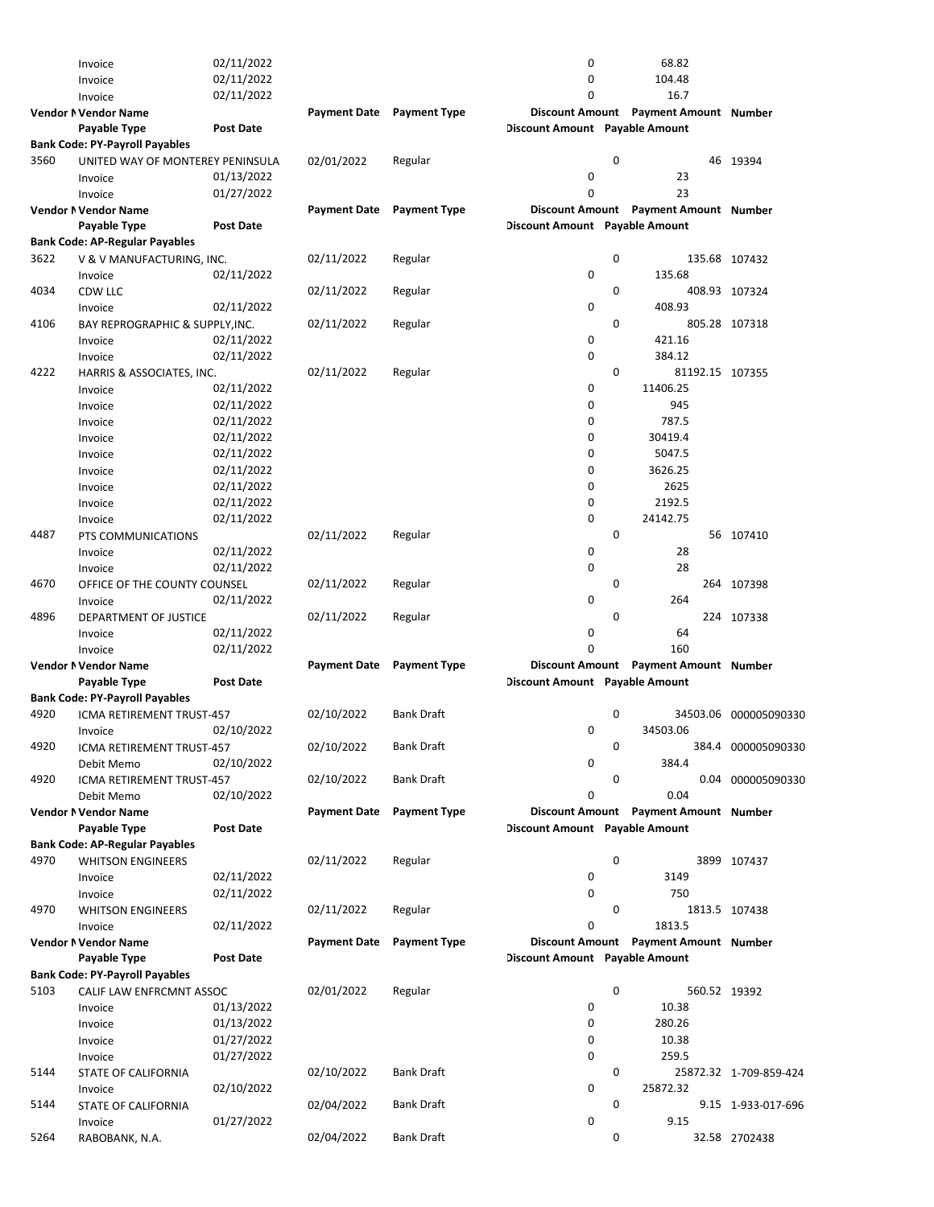| Vendor Number | Vendor Name | Payment Date | Payment Type | Discount Amount | Payment Amount | Number |
|---|---|---|---|---|---|---|
| | Payable Type | Post Date | | Discount Amount | Payable Amount | |
| | Invoice | 02/11/2022 | | 0 | 68.82 | |
| | Invoice | 02/11/2022 | | 0 | 104.48 | |
| | Invoice | 02/11/2022 | | 0 | 16.7 | |

| Vendor N | Vendor Name | Payment Date | Payment Type | Discount Amount | Payment Amount | Number |
|---|---|---|---|---|---|---|
| | Payable Type | Post Date | | Discount Amount | Payable Amount | |
| **Bank Code: PY-Payroll Payables** | | | | | | |
| 3560 | UNITED WAY OF MONTEREY PENINSULA | 02/01/2022 | Regular | 0 | 46 | 19394 |
| | Invoice | 01/13/2022 | | 0 | 23 | |
| | Invoice | 01/27/2022 | | 0 | 23 | |

| Vendor N | Vendor Name | Payment Date | Payment Type | Discount Amount | Payment Amount | Number |
|---|---|---|---|---|---|---|
| | Payable Type | Post Date | | Discount Amount | Payable Amount | |
| **Bank Code: AP-Regular Payables** | | | | | | |
| 3622 | V & V MANUFACTURING, INC. | 02/11/2022 | Regular | 0 | 135.68 | 107432 |
| | Invoice | 02/11/2022 | | 0 | 135.68 | |
| 4034 | CDW LLC | 02/11/2022 | Regular | 0 | 408.93 | 107324 |
| | Invoice | 02/11/2022 | | 0 | 408.93 | |
| 4106 | BAY REPROGRAPHIC & SUPPLY,INC. | 02/11/2022 | Regular | 0 | 805.28 | 107318 |
| | Invoice | 02/11/2022 | | 0 | 421.16 | |
| | Invoice | 02/11/2022 | | 0 | 384.12 | |
| 4222 | HARRIS & ASSOCIATES, INC. | 02/11/2022 | Regular | 0 | 81192.15 | 107355 |
| | Invoice | 02/11/2022 | | 0 | 11406.25 | |
| | Invoice | 02/11/2022 | | 0 | 945 | |
| | Invoice | 02/11/2022 | | 0 | 787.5 | |
| | Invoice | 02/11/2022 | | 0 | 30419.4 | |
| | Invoice | 02/11/2022 | | 0 | 5047.5 | |
| | Invoice | 02/11/2022 | | 0 | 3626.25 | |
| | Invoice | 02/11/2022 | | 0 | 2625 | |
| | Invoice | 02/11/2022 | | 0 | 2192.5 | |
| | Invoice | 02/11/2022 | | 0 | 24142.75 | |
| 4487 | PTS COMMUNICATIONS | 02/11/2022 | Regular | 0 | 56 | 107410 |
| | Invoice | 02/11/2022 | | 0 | 28 | |
| | Invoice | 02/11/2022 | | 0 | 28 | |
| 4670 | OFFICE OF THE COUNTY COUNSEL | 02/11/2022 | Regular | 0 | 264 | 107398 |
| | Invoice | 02/11/2022 | | 0 | 264 | |
| 4896 | DEPARTMENT OF JUSTICE | 02/11/2022 | Regular | 0 | 224 | 107338 |
| | Invoice | 02/11/2022 | | 0 | 64 | |
| | Invoice | 02/11/2022 | | 0 | 160 | |

| Vendor N | Vendor Name | Payment Date | Payment Type | Discount Amount | Payment Amount | Number |
|---|---|---|---|---|---|---|
| | Payable Type | Post Date | | Discount Amount | Payable Amount | |
| **Bank Code: PY-Payroll Payables** | | | | | | |
| 4920 | ICMA RETIREMENT TRUST-457 | 02/10/2022 | Bank Draft | 0 | 34503.06 | 000005090330 |
| | Invoice | 02/10/2022 | | 0 | 34503.06 | |
| 4920 | ICMA RETIREMENT TRUST-457 | 02/10/2022 | Bank Draft | 0 | 384.4 | 000005090330 |
| | Debit Memo | 02/10/2022 | | 0 | 384.4 | |
| 4920 | ICMA RETIREMENT TRUST-457 | 02/10/2022 | Bank Draft | 0 | 0.04 | 000005090330 |
| | Debit Memo | 02/10/2022 | | 0 | 0.04 | |

| Vendor N | Vendor Name | Payment Date | Payment Type | Discount Amount | Payment Amount | Number |
|---|---|---|---|---|---|---|
| | Payable Type | Post Date | | Discount Amount | Payable Amount | |
| **Bank Code: AP-Regular Payables** | | | | | | |
| 4970 | WHITSON ENGINEERS | 02/11/2022 | Regular | 0 | 3899 | 107437 |
| | Invoice | 02/11/2022 | | 0 | 3149 | |
| | Invoice | 02/11/2022 | | 0 | 750 | |
| 4970 | WHITSON ENGINEERS | 02/11/2022 | Regular | 0 | 1813.5 | 107438 |
| | Invoice | 02/11/2022 | | 0 | 1813.5 | |

| Vendor N | Vendor Name | Payment Date | Payment Type | Discount Amount | Payment Amount | Number |
|---|---|---|---|---|---|---|
| | Payable Type | Post Date | | Discount Amount | Payable Amount | |
| **Bank Code: PY-Payroll Payables** | | | | | | |
| 5103 | CALIF LAW ENFRCMNT ASSOC | 02/01/2022 | Regular | 0 | 560.52 | 19392 |
| | Invoice | 01/13/2022 | | 0 | 10.38 | |
| | Invoice | 01/13/2022 | | 0 | 280.26 | |
| | Invoice | 01/27/2022 | | 0 | 10.38 | |
| | Invoice | 01/27/2022 | | 0 | 259.5 | |
| 5144 | STATE OF CALIFORNIA | 02/10/2022 | Bank Draft | 0 | 25872.32 | 1-709-859-424 |
| | Invoice | 02/10/2022 | | 0 | 25872.32 | |
| 5144 | STATE OF CALIFORNIA | 02/04/2022 | Bank Draft | 0 | 9.15 | 1-933-017-696 |
| | Invoice | 01/27/2022 | | 0 | 9.15 | |
| 5264 | RABOBANK, N.A. | 02/04/2022 | Bank Draft | 0 | 32.58 | 2702438 |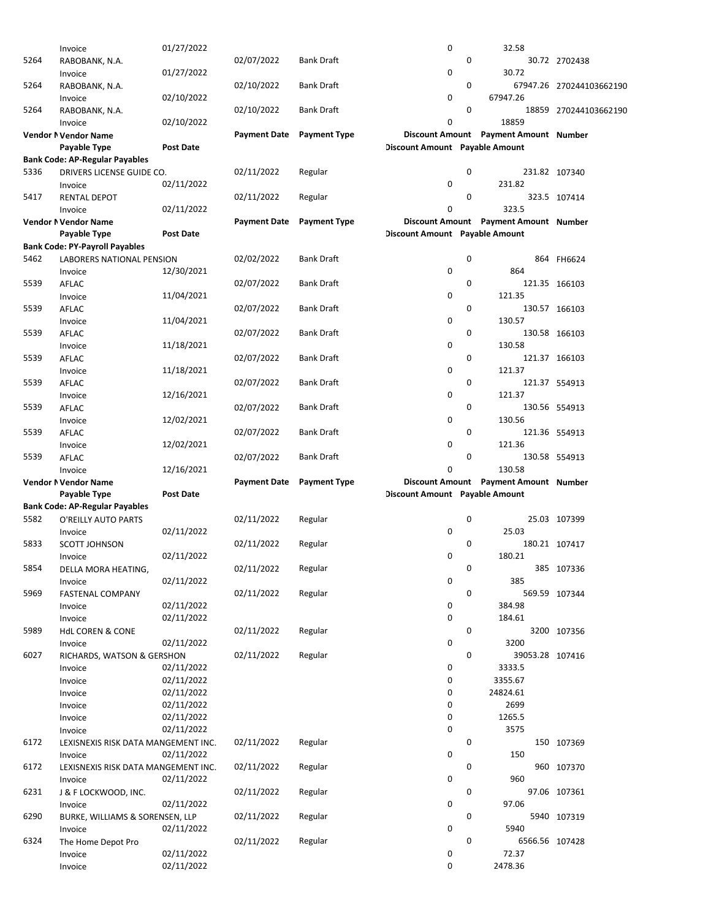| Vendor Number | Vendor Name | Post Date | Payment Date | Payment Type | Discount Amount | Payment Amount | Number |
|---|---|---|---|---|---|---|---|
| | Invoice | 01/27/2022 | | | 0 | 32.58 | |
| 5264 | RABOBANK, N.A. | | 02/07/2022 | Bank Draft | 0 | 30.72 | 2702438 |
| | Invoice | 01/27/2022 | | | 0 | 30.72 | |
| 5264 | RABOBANK, N.A. | | 02/10/2022 | Bank Draft | 0 | 67947.26 | 270244103662190 |
| | Invoice | 02/10/2022 | | | 0 | 67947.26 | |
| 5264 | RABOBANK, N.A. | | 02/10/2022 | Bank Draft | 0 | 18859 | 270244103662190 |
| | Invoice | 02/10/2022 | | | 0 | 18859 | |

| Vendor Number | Vendor Name | | Payment Date | Payment Type | Discount Amount | Payment Amount | Number |
|---|---|---|---|---|---|---|---|
| | Payable Type | Post Date | | | Discount Amount | Payable Amount | |
| **Bank Code: AP-Regular Payables** | | | | | | | |
| 5336 | DRIVERS LICENSE GUIDE CO. | | 02/11/2022 | Regular | 0 | 231.82 | 107340 |
| | Invoice | 02/11/2022 | | | 0 | 231.82 | |
| 5417 | RENTAL DEPOT | | 02/11/2022 | Regular | 0 | 323.5 | 107414 |
| | Invoice | 02/11/2022 | | | 0 | 323.5 | |

| Vendor Number | Vendor Name | | Payment Date | Payment Type | Discount Amount | Payment Amount | Number |
|---|---|---|---|---|---|---|---|
| | Payable Type | Post Date | | | Discount Amount | Payable Amount | |
| **Bank Code: PY-Payroll Payables** | | | | | | | |
| 5462 | LABORERS NATIONAL PENSION | | 02/02/2022 | Bank Draft | 0 | 864 | FH6624 |
| | Invoice | 12/30/2021 | | | 0 | 864 | |
| 5539 | AFLAC | | 02/07/2022 | Bank Draft | 0 | 121.35 | 166103 |
| | Invoice | 11/04/2021 | | | 0 | 121.35 | |
| 5539 | AFLAC | | 02/07/2022 | Bank Draft | 0 | 130.57 | 166103 |
| | Invoice | 11/04/2021 | | | 0 | 130.57 | |
| 5539 | AFLAC | | 02/07/2022 | Bank Draft | 0 | 130.58 | 166103 |
| | Invoice | 11/18/2021 | | | 0 | 130.58 | |
| 5539 | AFLAC | | 02/07/2022 | Bank Draft | 0 | 121.37 | 166103 |
| | Invoice | 11/18/2021 | | | 0 | 121.37 | |
| 5539 | AFLAC | | 02/07/2022 | Bank Draft | 0 | 121.37 | 554913 |
| | Invoice | 12/16/2021 | | | 0 | 121.37 | |
| 5539 | AFLAC | | 02/07/2022 | Bank Draft | 0 | 130.56 | 554913 |
| | Invoice | 12/02/2021 | | | 0 | 130.56 | |
| 5539 | AFLAC | | 02/07/2022 | Bank Draft | 0 | 121.36 | 554913 |
| | Invoice | 12/02/2021 | | | 0 | 121.36 | |
| 5539 | AFLAC | | 02/07/2022 | Bank Draft | 0 | 130.58 | 554913 |
| | Invoice | 12/16/2021 | | | 0 | 130.58 | |

| Vendor Number | Vendor Name | | Payment Date | Payment Type | Discount Amount | Payment Amount | Number |
|---|---|---|---|---|---|---|---|
| | Payable Type | Post Date | | | Discount Amount | Payable Amount | |
| **Bank Code: AP-Regular Payables** | | | | | | | |
| 5582 | O'REILLY AUTO PARTS | | 02/11/2022 | Regular | 0 | 25.03 | 107399 |
| | Invoice | 02/11/2022 | | | 0 | 25.03 | |
| 5833 | SCOTT JOHNSON | | 02/11/2022 | Regular | 0 | 180.21 | 107417 |
| | Invoice | 02/11/2022 | | | 0 | 180.21 | |
| 5854 | DELLA MORA HEATING, | | 02/11/2022 | Regular | 0 | 385 | 107336 |
| | Invoice | 02/11/2022 | | | 0 | 385 | |
| 5969 | FASTENAL COMPANY | | 02/11/2022 | Regular | 0 | 569.59 | 107344 |
| | Invoice | 02/11/2022 | | | 0 | 384.98 | |
| | Invoice | 02/11/2022 | | | 0 | 184.61 | |
| 5989 | HdL COREN & CONE | | 02/11/2022 | Regular | 0 | 3200 | 107356 |
| | Invoice | 02/11/2022 | | | 0 | 3200 | |
| 6027 | RICHARDS, WATSON & GERSHON | | 02/11/2022 | Regular | 0 | 39053.28 | 107416 |
| | Invoice | 02/11/2022 | | | 0 | 3333.5 | |
| | Invoice | 02/11/2022 | | | 0 | 3355.67 | |
| | Invoice | 02/11/2022 | | | 0 | 24824.61 | |
| | Invoice | 02/11/2022 | | | 0 | 2699 | |
| | Invoice | 02/11/2022 | | | 0 | 1265.5 | |
| | Invoice | 02/11/2022 | | | 0 | 3575 | |
| 6172 | LEXISNEXIS RISK DATA MANGEMENT INC. | | 02/11/2022 | Regular | 0 | 150 | 107369 |
| | Invoice | 02/11/2022 | | | 0 | 150 | |
| 6172 | LEXISNEXIS RISK DATA MANGEMENT INC. | | 02/11/2022 | Regular | 0 | 960 | 107370 |
| | Invoice | 02/11/2022 | | | 0 | 960 | |
| 6231 | J & F LOCKWOOD, INC. | | 02/11/2022 | Regular | 0 | 97.06 | 107361 |
| | Invoice | 02/11/2022 | | | 0 | 97.06 | |
| 6290 | BURKE, WILLIAMS & SORENSEN, LLP | | 02/11/2022 | Regular | 0 | 5940 | 107319 |
| | Invoice | 02/11/2022 | | | 0 | 5940 | |
| 6324 | The Home Depot Pro | | 02/11/2022 | Regular | 0 | 6566.56 | 107428 |
| | Invoice | 02/11/2022 | | | 0 | 72.37 | |
| | Invoice | 02/11/2022 | | | 0 | 2478.36 | |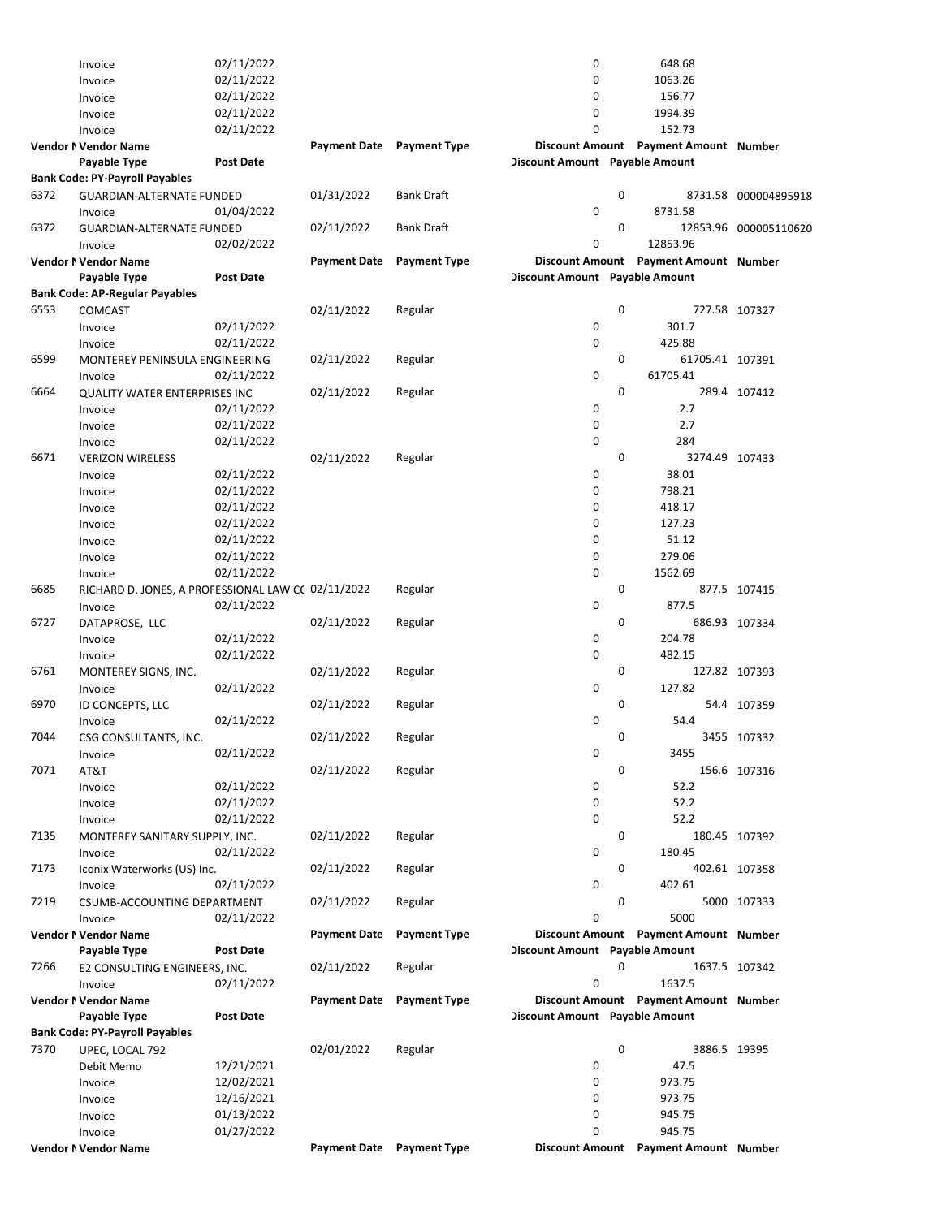| Vendor Number | Vendor Name | | Payment Date | Payment Type | Discount Amount | Payment Amount | Number |
|---|---|---|---|---|---|---|---|
| | Payable Type | Post Date | | | Discount Amount | Payable Amount | |
| | Invoice | 02/11/2022 | | | 0 | 648.68 | |
| | Invoice | 02/11/2022 | | | 0 | 1063.26 | |
| | Invoice | 02/11/2022 | | | 0 | 156.77 | |
| | Invoice | 02/11/2022 | | | 0 | 1994.39 | |
| | Invoice | 02/11/2022 | | | 0 | 152.73 | |

| Vendor Number | Vendor Name | | Payment Date | Payment Type | Discount Amount | Payment Amount | Number |
|---|---|---|---|---|---|---|---|
| | Payable Type | Post Date | | | Discount Amount | Payable Amount | |
| **Bank Code: PY-Payroll Payables** | | | | | | | |
| 6372 | GUARDIAN-ALTERNATE FUNDED | | 01/31/2022 | Bank Draft | 0 | 8731.58 | 000004895918 |
| | Invoice | 01/04/2022 | | | 0 | 8731.58 | |
| 6372 | GUARDIAN-ALTERNATE FUNDED | | 02/11/2022 | Bank Draft | 0 | 12853.96 | 000005110620 |
| | Invoice | 02/02/2022 | | | 0 | 12853.96 | |

| Vendor Number | Vendor Name | | Payment Date | Payment Type | Discount Amount | Payment Amount | Number |
|---|---|---|---|---|---|---|---|
| | Payable Type | Post Date | | | Discount Amount | Payable Amount | |
| **Bank Code: AP-Regular Payables** | | | | | | | |
| 6553 | COMCAST | | 02/11/2022 | Regular | 0 | 727.58 | 107327 |
| | Invoice | 02/11/2022 | | | 0 | 301.7 | |
| | Invoice | 02/11/2022 | | | 0 | 425.88 | |
| 6599 | MONTEREY PENINSULA ENGINEERING | | 02/11/2022 | Regular | 0 | 61705.41 | 107391 |
| | Invoice | 02/11/2022 | | | 0 | 61705.41 | |
| 6664 | QUALITY WATER ENTERPRISES INC | | 02/11/2022 | Regular | 0 | 289.4 | 107412 |
| | Invoice | 02/11/2022 | | | 0 | 2.7 | |
| | Invoice | 02/11/2022 | | | 0 | 2.7 | |
| | Invoice | 02/11/2022 | | | 0 | 284 | |
| 6671 | VERIZON WIRELESS | | 02/11/2022 | Regular | 0 | 3274.49 | 107433 |
| | Invoice | 02/11/2022 | | | 0 | 38.01 | |
| | Invoice | 02/11/2022 | | | 0 | 798.21 | |
| | Invoice | 02/11/2022 | | | 0 | 418.17 | |
| | Invoice | 02/11/2022 | | | 0 | 127.23 | |
| | Invoice | 02/11/2022 | | | 0 | 51.12 | |
| | Invoice | 02/11/2022 | | | 0 | 279.06 | |
| | Invoice | 02/11/2022 | | | 0 | 1562.69 | |
| 6685 | RICHARD D. JONES, A PROFESSIONAL LAW C( | | 02/11/2022 | Regular | 0 | 877.5 | 107415 |
| | Invoice | 02/11/2022 | | | 0 | 877.5 | |
| 6727 | DATAPROSE, LLC | | 02/11/2022 | Regular | 0 | 686.93 | 107334 |
| | Invoice | 02/11/2022 | | | 0 | 204.78 | |
| | Invoice | 02/11/2022 | | | 0 | 482.15 | |
| 6761 | MONTEREY SIGNS, INC. | | 02/11/2022 | Regular | 0 | 127.82 | 107393 |
| | Invoice | 02/11/2022 | | | 0 | 127.82 | |
| 6970 | ID CONCEPTS, LLC | | 02/11/2022 | Regular | 0 | 54.4 | 107359 |
| | Invoice | 02/11/2022 | | | 0 | 54.4 | |
| 7044 | CSG CONSULTANTS, INC. | | 02/11/2022 | Regular | 0 | 3455 | 107332 |
| | Invoice | 02/11/2022 | | | 0 | 3455 | |
| 7071 | AT&T | | 02/11/2022 | Regular | 0 | 156.6 | 107316 |
| | Invoice | 02/11/2022 | | | 0 | 52.2 | |
| | Invoice | 02/11/2022 | | | 0 | 52.2 | |
| | Invoice | 02/11/2022 | | | 0 | 52.2 | |
| 7135 | MONTEREY SANITARY SUPPLY, INC. | | 02/11/2022 | Regular | 0 | 180.45 | 107392 |
| | Invoice | 02/11/2022 | | | 0 | 180.45 | |
| 7173 | Iconix Waterworks (US) Inc. | | 02/11/2022 | Regular | 0 | 402.61 | 107358 |
| | Invoice | 02/11/2022 | | | 0 | 402.61 | |
| 7219 | CSUMB-ACCOUNTING DEPARTMENT | | 02/11/2022 | Regular | 0 | 5000 | 107333 |
| | Invoice | 02/11/2022 | | | 0 | 5000 | |

| Vendor Number | Vendor Name | | Payment Date | Payment Type | Discount Amount | Payment Amount | Number |
|---|---|---|---|---|---|---|---|
| | Payable Type | Post Date | | | Discount Amount | Payable Amount | |
| 7266 | E2 CONSULTING ENGINEERS, INC. | | 02/11/2022 | Regular | 0 | 1637.5 | 107342 |
| | Invoice | 02/11/2022 | | | 0 | 1637.5 | |

| Vendor Number | Vendor Name | | Payment Date | Payment Type | Discount Amount | Payment Amount | Number |
|---|---|---|---|---|---|---|---|
| | Payable Type | Post Date | | | Discount Amount | Payable Amount | |
| **Bank Code: PY-Payroll Payables** | | | | | | | |
| 7370 | UPEC, LOCAL 792 | | 02/01/2022 | Regular | 0 | 3886.5 | 19395 |
| | Debit Memo | 12/21/2021 | | | 0 | 47.5 | |
| | Invoice | 12/02/2021 | | | 0 | 973.75 | |
| | Invoice | 12/16/2021 | | | 0 | 973.75 | |
| | Invoice | 01/13/2022 | | | 0 | 945.75 | |
| | Invoice | 01/27/2022 | | | 0 | 945.75 | |

| Vendor Number | Vendor Name | | Payment Date | Payment Type | Discount Amount | Payment Amount | Number |
|---|---|---|---|---|---|---|---|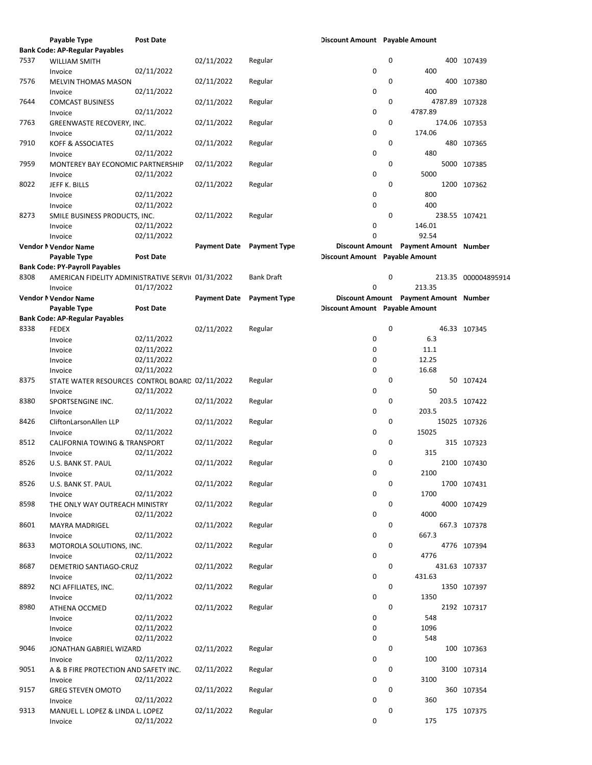| Vendor Number | Vendor Name | | Payment Date | Payment Type | Discount Amount | Payment Amount | Number |
|---|---|---|---|---|---|---|---|
| | Payable Type | Post Date | | | Discount Amount | Payable Amount | |
| **Bank Code: AP-Regular Payables** | | | | | | | |
| 7537 | WILLIAM SMITH | | 02/11/2022 | Regular | 0 | 400 | 107439 |
| | Invoice | 02/11/2022 | | | 0 | 400 | |
| 7576 | MELVIN THOMAS MASON | | 02/11/2022 | Regular | 0 | 400 | 107380 |
| | Invoice | 02/11/2022 | | | 0 | 400 | |
| 7644 | COMCAST BUSINESS | | 02/11/2022 | Regular | 0 | 4787.89 | 107328 |
| | Invoice | 02/11/2022 | | | 0 | 4787.89 | |
| 7763 | GREENWASTE RECOVERY, INC. | | 02/11/2022 | Regular | 0 | 174.06 | 107353 |
| | Invoice | 02/11/2022 | | | 0 | 174.06 | |
| 7910 | KOFF & ASSOCIATES | | 02/11/2022 | Regular | 0 | 480 | 107365 |
| | Invoice | 02/11/2022 | | | 0 | 480 | |
| 7959 | MONTEREY BAY ECONOMIC PARTNERSHIP | | 02/11/2022 | Regular | 0 | 5000 | 107385 |
| | Invoice | 02/11/2022 | | | 0 | 5000 | |
| 8022 | JEFF K. BILLS | | 02/11/2022 | Regular | 0 | 1200 | 107362 |
| | Invoice | 02/11/2022 | | | 0 | 800 | |
| | Invoice | 02/11/2022 | | | 0 | 400 | |
| 8273 | SMILE BUSINESS PRODUCTS, INC. | | 02/11/2022 | Regular | 0 | 238.55 | 107421 |
| | Invoice | 02/11/2022 | | | 0 | 146.01 | |
| | Invoice | 02/11/2022 | | | 0 | 92.54 | |
| **Vendor Number** | **Vendor Name** | | **Payment Date** | **Payment Type** | **Discount Amount** | **Payment Amount** | **Number** |
| | **Payable Type** | **Post Date** | | | **Discount Amount** | **Payable Amount** | |
| **Bank Code: PY-Payroll Payables** | | | | | | | |
| 8308 | AMERICAN FIDELITY ADMINISTRATIVE SERVI | | 01/31/2022 | Bank Draft | 0 | 213.35 | 000004895914 |
| | Invoice | 01/17/2022 | | | 0 | 213.35 | |
| **Vendor Number** | **Vendor Name** | | **Payment Date** | **Payment Type** | **Discount Amount** | **Payment Amount** | **Number** |
| | **Payable Type** | **Post Date** | | | **Discount Amount** | **Payable Amount** | |
| **Bank Code: AP-Regular Payables** | | | | | | | |
| 8338 | FEDEX | | 02/11/2022 | Regular | 0 | 46.33 | 107345 |
| | Invoice | 02/11/2022 | | | 0 | 6.3 | |
| | Invoice | 02/11/2022 | | | 0 | 11.1 | |
| | Invoice | 02/11/2022 | | | 0 | 12.25 | |
| | Invoice | 02/11/2022 | | | 0 | 16.68 | |
| 8375 | STATE WATER RESOURCES CONTROL BOARD | | 02/11/2022 | Regular | 0 | 50 | 107424 |
| | Invoice | 02/11/2022 | | | 0 | 50 | |
| 8380 | SPORTSENGINE INC. | | 02/11/2022 | Regular | 0 | 203.5 | 107422 |
| | Invoice | 02/11/2022 | | | 0 | 203.5 | |
| 8426 | CliftonLarsonAllen LLP | | 02/11/2022 | Regular | 0 | 15025 | 107326 |
| | Invoice | 02/11/2022 | | | 0 | 15025 | |
| 8512 | CALIFORNIA TOWING & TRANSPORT | | 02/11/2022 | Regular | 0 | 315 | 107323 |
| | Invoice | 02/11/2022 | | | 0 | 315 | |
| 8526 | U.S. BANK ST. PAUL | | 02/11/2022 | Regular | 0 | 2100 | 107430 |
| | Invoice | 02/11/2022 | | | 0 | 2100 | |
| 8526 | U.S. BANK ST. PAUL | | 02/11/2022 | Regular | 0 | 1700 | 107431 |
| | Invoice | 02/11/2022 | | | 0 | 1700 | |
| 8598 | THE ONLY WAY OUTREACH MINISTRY | | 02/11/2022 | Regular | 0 | 4000 | 107429 |
| | Invoice | 02/11/2022 | | | 0 | 4000 | |
| 8601 | MAYRA MADRIGEL | | 02/11/2022 | Regular | 0 | 667.3 | 107378 |
| | Invoice | 02/11/2022 | | | 0 | 667.3 | |
| 8633 | MOTOROLA SOLUTIONS, INC. | | 02/11/2022 | Regular | 0 | 4776 | 107394 |
| | Invoice | 02/11/2022 | | | 0 | 4776 | |
| 8687 | DEMETRIO SANTIAGO-CRUZ | | 02/11/2022 | Regular | 0 | 431.63 | 107337 |
| | Invoice | 02/11/2022 | | | 0 | 431.63 | |
| 8892 | NCI AFFILIATES, INC. | | 02/11/2022 | Regular | 0 | 1350 | 107397 |
| | Invoice | 02/11/2022 | | | 0 | 1350 | |
| 8980 | ATHENA OCCMED | | 02/11/2022 | Regular | 0 | 2192 | 107317 |
| | Invoice | 02/11/2022 | | | 0 | 548 | |
| | Invoice | 02/11/2022 | | | 0 | 1096 | |
| | Invoice | 02/11/2022 | | | 0 | 548 | |
| 9046 | JONATHAN GABRIEL WIZARD | | 02/11/2022 | Regular | 0 | 100 | 107363 |
| | Invoice | 02/11/2022 | | | 0 | 100 | |
| 9051 | A & B FIRE PROTECTION AND SAFETY INC. | | 02/11/2022 | Regular | 0 | 3100 | 107314 |
| | Invoice | 02/11/2022 | | | 0 | 3100 | |
| 9157 | GREG STEVEN OMOTO | | 02/11/2022 | Regular | 0 | 360 | 107354 |
| | Invoice | 02/11/2022 | | | 0 | 360 | |
| 9313 | MANUEL L. LOPEZ & LINDA L. LOPEZ | | 02/11/2022 | Regular | 0 | 175 | 107375 |
| | Invoice | 02/11/2022 | | | 0 | 175 | |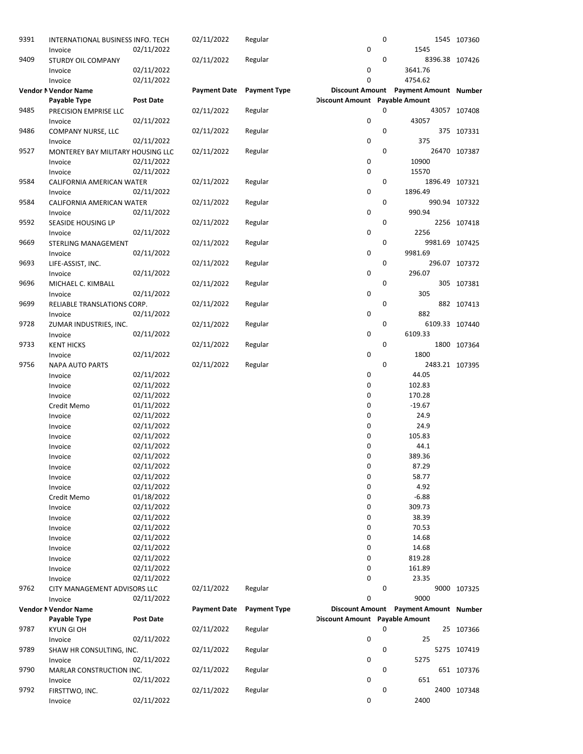| Vendor N | Vendor Name | | Payment Date | Payment Type | Discount Amount | Payment Amount | Number |
|---|---|---|---|---|---|---|---|
| | Payable Type | Post Date | | | Discount Amount | Payable Amount | |
| 9391 | INTERNATIONAL BUSINESS INFO. TECH | | 02/11/2022 | Regular | 0 | 1545 | 107360 |
| | Invoice | 02/11/2022 | | | 0 | 1545 | |
| 9409 | STURDY OIL COMPANY | | 02/11/2022 | Regular | 0 | 8396.38 | 107426 |
| | Invoice | 02/11/2022 | | | 0 | 3641.76 | |
| | Invoice | 02/11/2022 | | | 0 | 4754.62 | |
| **Vendor N** | **Vendor Name** | | **Payment Date** | **Payment Type** | **Discount Amount** | **Payment Amount** | **Number** |
| | **Payable Type** | **Post Date** | | | **Discount Amount** | **Payable Amount** | |
| 9485 | PRECISION EMPRISE LLC | | 02/11/2022 | Regular | 0 | 43057 | 107408 |
| | Invoice | 02/11/2022 | | | 0 | 43057 | |
| 9486 | COMPANY NURSE, LLC | | 02/11/2022 | Regular | 0 | 375 | 107331 |
| | Invoice | 02/11/2022 | | | 0 | 375 | |
| 9527 | MONTEREY BAY MILITARY HOUSING LLC | | 02/11/2022 | Regular | 0 | 26470 | 107387 |
| | Invoice | 02/11/2022 | | | 0 | 10900 | |
| | Invoice | 02/11/2022 | | | 0 | 15570 | |
| 9584 | CALIFORNIA AMERICAN WATER | | 02/11/2022 | Regular | 0 | 1896.49 | 107321 |
| | Invoice | 02/11/2022 | | | 0 | 1896.49 | |
| 9584 | CALIFORNIA AMERICAN WATER | | 02/11/2022 | Regular | 0 | 990.94 | 107322 |
| | Invoice | 02/11/2022 | | | 0 | 990.94 | |
| 9592 | SEASIDE HOUSING LP | | 02/11/2022 | Regular | 0 | 2256 | 107418 |
| | Invoice | 02/11/2022 | | | 0 | 2256 | |
| 9669 | STERLING MANAGEMENT | | 02/11/2022 | Regular | 0 | 9981.69 | 107425 |
| | Invoice | 02/11/2022 | | | 0 | 9981.69 | |
| 9693 | LIFE-ASSIST, INC. | | 02/11/2022 | Regular | 0 | 296.07 | 107372 |
| | Invoice | 02/11/2022 | | | 0 | 296.07 | |
| 9696 | MICHAEL C. KIMBALL | | 02/11/2022 | Regular | 0 | 305 | 107381 |
| | Invoice | 02/11/2022 | | | 0 | 305 | |
| 9699 | RELIABLE TRANSLATIONS CORP. | | 02/11/2022 | Regular | 0 | 882 | 107413 |
| | Invoice | 02/11/2022 | | | 0 | 882 | |
| 9728 | ZUMAR INDUSTRIES, INC. | | 02/11/2022 | Regular | 0 | 6109.33 | 107440 |
| | Invoice | 02/11/2022 | | | 0 | 6109.33 | |
| 9733 | KENT HICKS | | 02/11/2022 | Regular | 0 | 1800 | 107364 |
| | Invoice | 02/11/2022 | | | 0 | 1800 | |
| 9756 | NAPA AUTO PARTS | | 02/11/2022 | Regular | 0 | 2483.21 | 107395 |
| | Invoice | 02/11/2022 | | | 0 | 44.05 | |
| | Invoice | 02/11/2022 | | | 0 | 102.83 | |
| | Invoice | 02/11/2022 | | | 0 | 170.28 | |
| | Credit Memo | 01/11/2022 | | | 0 | -19.67 | |
| | Invoice | 02/11/2022 | | | 0 | 24.9 | |
| | Invoice | 02/11/2022 | | | 0 | 24.9 | |
| | Invoice | 02/11/2022 | | | 0 | 105.83 | |
| | Invoice | 02/11/2022 | | | 0 | 44.1 | |
| | Invoice | 02/11/2022 | | | 0 | 389.36 | |
| | Invoice | 02/11/2022 | | | 0 | 87.29 | |
| | Invoice | 02/11/2022 | | | 0 | 58.77 | |
| | Invoice | 02/11/2022 | | | 0 | 4.92 | |
| | Credit Memo | 01/18/2022 | | | 0 | -6.88 | |
| | Invoice | 02/11/2022 | | | 0 | 309.73 | |
| | Invoice | 02/11/2022 | | | 0 | 38.39 | |
| | Invoice | 02/11/2022 | | | 0 | 70.53 | |
| | Invoice | 02/11/2022 | | | 0 | 14.68 | |
| | Invoice | 02/11/2022 | | | 0 | 14.68 | |
| | Invoice | 02/11/2022 | | | 0 | 819.28 | |
| | Invoice | 02/11/2022 | | | 0 | 161.89 | |
| | Invoice | 02/11/2022 | | | 0 | 23.35 | |
| 9762 | CITY MANAGEMENT ADVISORS LLC | | 02/11/2022 | Regular | 0 | 9000 | 107325 |
| | Invoice | 02/11/2022 | | | 0 | 9000 | |
| **Vendor N** | **Vendor Name** | | **Payment Date** | **Payment Type** | **Discount Amount** | **Payment Amount** | **Number** |
| | **Payable Type** | **Post Date** | | | **Discount Amount** | **Payable Amount** | |
| 9787 | KYUN GI OH | | 02/11/2022 | Regular | 0 | 25 | 107366 |
| | Invoice | 02/11/2022 | | | 0 | 25 | |
| 9789 | SHAW HR CONSULTING, INC. | | 02/11/2022 | Regular | 0 | 5275 | 107419 |
| | Invoice | 02/11/2022 | | | 0 | 5275 | |
| 9790 | MARLAR CONSTRUCTION INC. | | 02/11/2022 | Regular | 0 | 651 | 107376 |
| | Invoice | 02/11/2022 | | | 0 | 651 | |
| 9792 | FIRSTTWO, INC. | | 02/11/2022 | Regular | 0 | 2400 | 107348 |
| | Invoice | 02/11/2022 | | | 0 | 2400 | |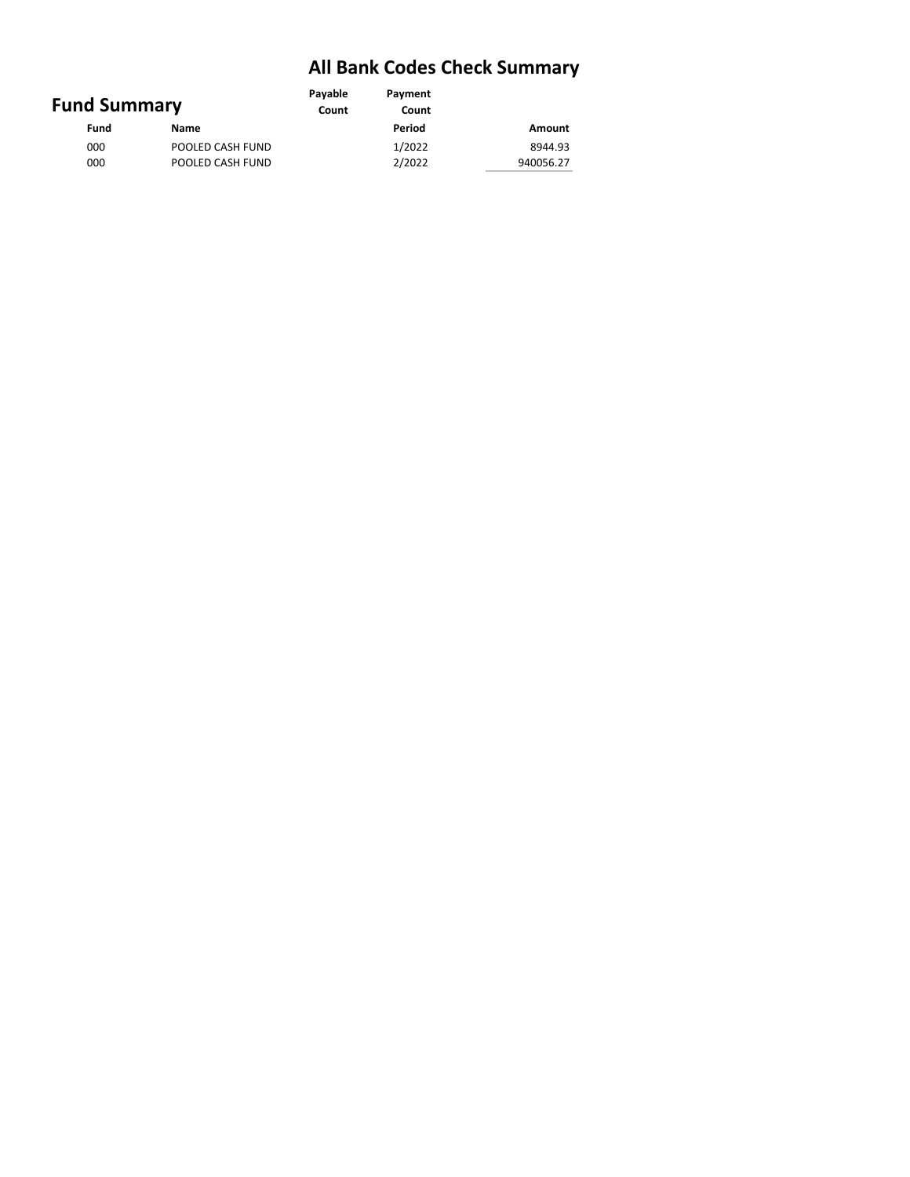# All Bank Codes Check Summary

## Fund Summary

| Fund | Name | Payable Count | Payment Count Period | Amount |
|---|---|---|---|---|
| 000 | POOLED CASH FUND | | 1/2022 | 8944.93 |
| 000 | POOLED CASH FUND | | 2/2022 | 940056.27 |